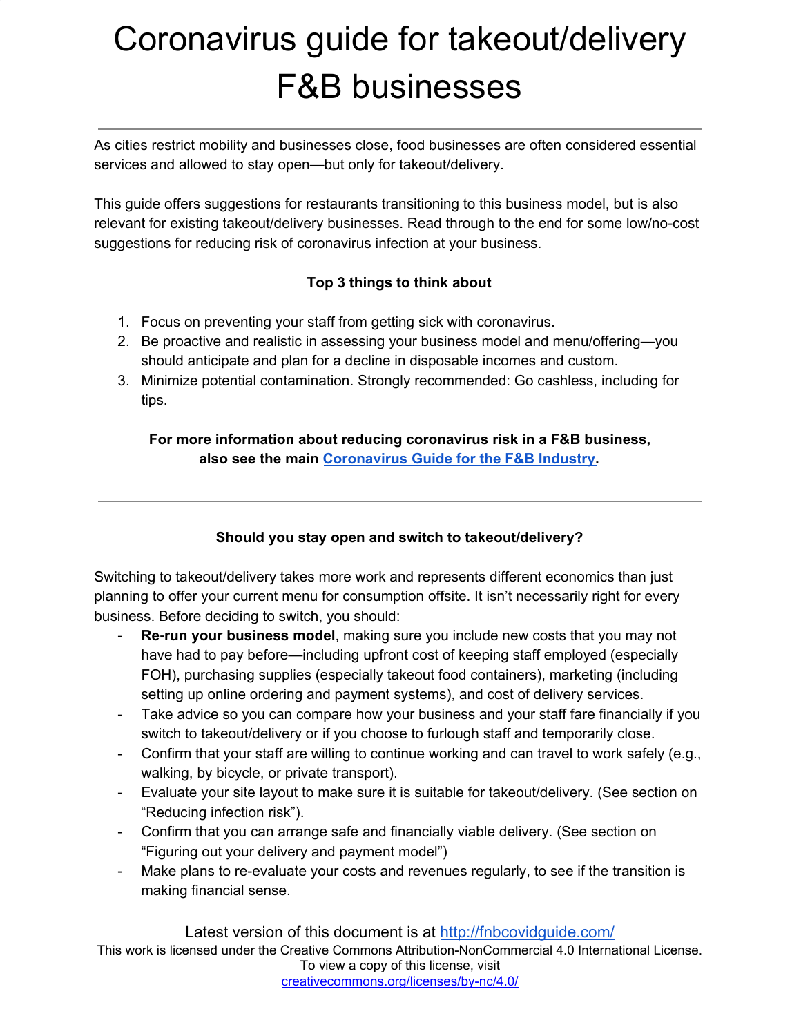# Coronavirus guide for takeout/delivery F&B businesses

As cities restrict mobility and businesses close, food businesses are often considered essential services and allowed to stay open—but only for takeout/delivery.

This guide offers suggestions for restaurants transitioning to this business model, but is also relevant for existing takeout/delivery businesses. Read through to the end for some low/no-cost suggestions for reducing risk of coronavirus infection at your business.

**Top 3 things to think about**

1. Focus on preventing your staff from getting sick with coronavirus.
2. Be proactive and realistic in assessing your business model and menu/offering—you should anticipate and plan for a decline in disposable incomes and custom.
3. Minimize potential contamination. Strongly recommended: Go cashless, including for tips.

**For more information about reducing coronavirus risk in a F&B business, also see the main [Coronavirus Guide for the F&B Industry](#).**

---

**Should you stay open and switch to takeout/delivery?**

Switching to takeout/delivery takes more work and represents different economics than just planning to offer your current menu for consumption offsite. It isn't necessarily right for every business. Before deciding to switch, you should:

- **Re-run your business model**, making sure you include new costs that you may not have had to pay before—including upfront cost of keeping staff employed (especially FOH), purchasing supplies (especially takeout food containers), marketing (including setting up online ordering and payment systems), and cost of delivery services.
- Take advice so you can compare how your business and your staff fare financially if you switch to takeout/delivery or if you choose to furlough staff and temporarily close.
- Confirm that your staff are willing to continue working and can travel to work safely (e.g., walking, by bicycle, or private transport).
- Evaluate your site layout to make sure it is suitable for takeout/delivery. (See section on "Reducing infection risk").
- Confirm that you can arrange safe and financially viable delivery. (See section on "Figuring out your delivery and payment model")
- Make plans to re-evaluate your costs and revenues regularly, to see if the transition is making financial sense.

Latest version of this document is at http://fnbcovidguide.com/

This work is licensed under the Creative Commons Attribution-NonCommercial 4.0 International License. To view a copy of this license, visit creativecommons.org/licenses/by-nc/4.0/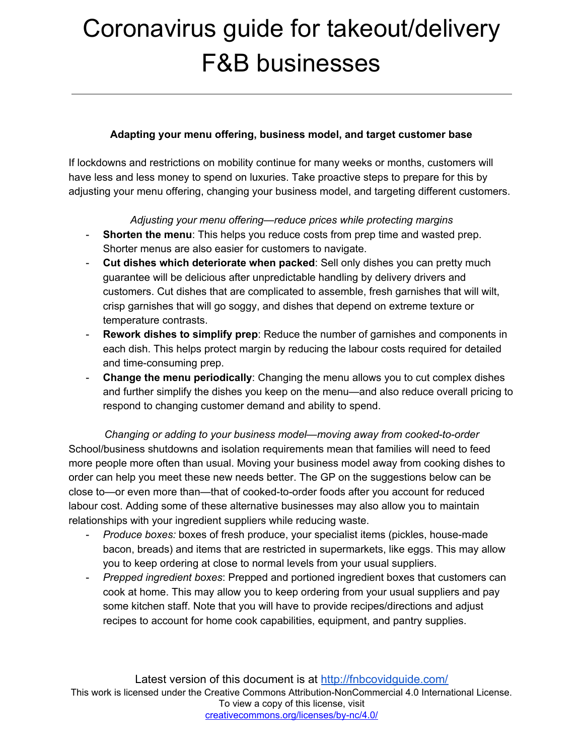# Coronavirus guide for takeout/delivery F&B businesses

---

**Adapting your menu offering, business model, and target customer base**

If lockdowns and restrictions on mobility continue for many weeks or months, customers will have less and less money to spend on luxuries. Take proactive steps to prepare for this by adjusting your menu offering, changing your business model, and targeting different customers.

*Adjusting your menu offering—reduce prices while protecting margins*

- **Shorten the menu**: This helps you reduce costs from prep time and wasted prep. Shorter menus are also easier for customers to navigate.
- **Cut dishes which deteriorate when packed**: Sell only dishes you can pretty much guarantee will be delicious after unpredictable handling by delivery drivers and customers. Cut dishes that are complicated to assemble, fresh garnishes that will wilt, crisp garnishes that will go soggy, and dishes that depend on extreme texture or temperature contrasts.
- **Rework dishes to simplify prep**: Reduce the number of garnishes and components in each dish. This helps protect margin by reducing the labour costs required for detailed and time-consuming prep.
- **Change the menu periodically**: Changing the menu allows you to cut complex dishes and further simplify the dishes you keep on the menu—and also reduce overall pricing to respond to changing customer demand and ability to spend.

*Changing or adding to your business model—moving away from cooked-to-order*

School/business shutdowns and isolation requirements mean that families will need to feed more people more often than usual. Moving your business model away from cooking dishes to order can help you meet these new needs better. The GP on the suggestions below can be close to—or even more than—that of cooked-to-order foods after you account for reduced labour cost. Adding some of these alternative businesses may also allow you to maintain relationships with your ingredient suppliers while reducing waste.

- *Produce boxes:* boxes of fresh produce, your specialist items (pickles, house-made bacon, breads) and items that are restricted in supermarkets, like eggs. This may allow you to keep ordering at close to normal levels from your usual suppliers.
- *Prepped ingredient boxes*: Prepped and portioned ingredient boxes that customers can cook at home. This may allow you to keep ordering from your usual suppliers and pay some kitchen staff. Note that you will have to provide recipes/directions and adjust recipes to account for home cook capabilities, equipment, and pantry supplies.

Latest version of this document is at http://fnbcovidguide.com/

This work is licensed under the Creative Commons Attribution-NonCommercial 4.0 International License. To view a copy of this license, visit creativecommons.org/licenses/by-nc/4.0/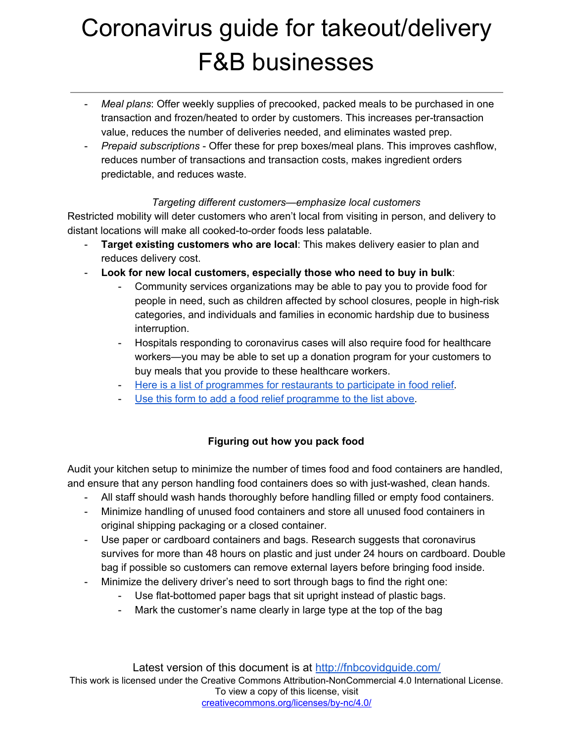- *Meal plans*: Offer weekly supplies of precooked, packed meals to be purchased in one transaction and frozen/heated to order by customers. This increases per-transaction value, reduces the number of deliveries needed, and eliminates wasted prep.
- *Prepaid subscriptions* - Offer these for prep boxes/meal plans. This improves cashflow, reduces number of transactions and transaction costs, makes ingredient orders predictable, and reduces waste.

*Targeting different customers—emphasize local customers*

Restricted mobility will deter customers who aren't local from visiting in person, and delivery to distant locations will make all cooked-to-order foods less palatable.

- **Target existing customers who are local**: This makes delivery easier to plan and reduces delivery cost.
- **Look for new local customers, especially those who need to buy in bulk**:
  - Community services organizations may be able to pay you to provide food for people in need, such as children affected by school closures, people in high-risk categories, and individuals and families in economic hardship due to business interruption.
  - Hospitals responding to coronavirus cases will also require food for healthcare workers—you may be able to set up a donation program for your customers to buy meals that you provide to these healthcare workers.
  - Here is a list of programmes for restaurants to participate in food relief.
  - Use this form to add a food relief programme to the list above.

### Figuring out how you pack food

Audit your kitchen setup to minimize the number of times food and food containers are handled, and ensure that any person handling food containers does so with just-washed, clean hands.

- All staff should wash hands thoroughly before handling filled or empty food containers.
- Minimize handling of unused food containers and store all unused food containers in original shipping packaging or a closed container.
- Use paper or cardboard containers and bags. Research suggests that coronavirus survives for more than 48 hours on plastic and just under 24 hours on cardboard. Double bag if possible so customers can remove external layers before bringing food inside.
- Minimize the delivery driver's need to sort through bags to find the right one:
  - Use flat-bottomed paper bags that sit upright instead of plastic bags.
  - Mark the customer's name clearly in large type at the top of the bag

Latest version of this document is at http://fnbcovidguide.com/

This work is licensed under the Creative Commons Attribution-NonCommercial 4.0 International License. To view a copy of this license, visit creativecommons.org/licenses/by-nc/4.0/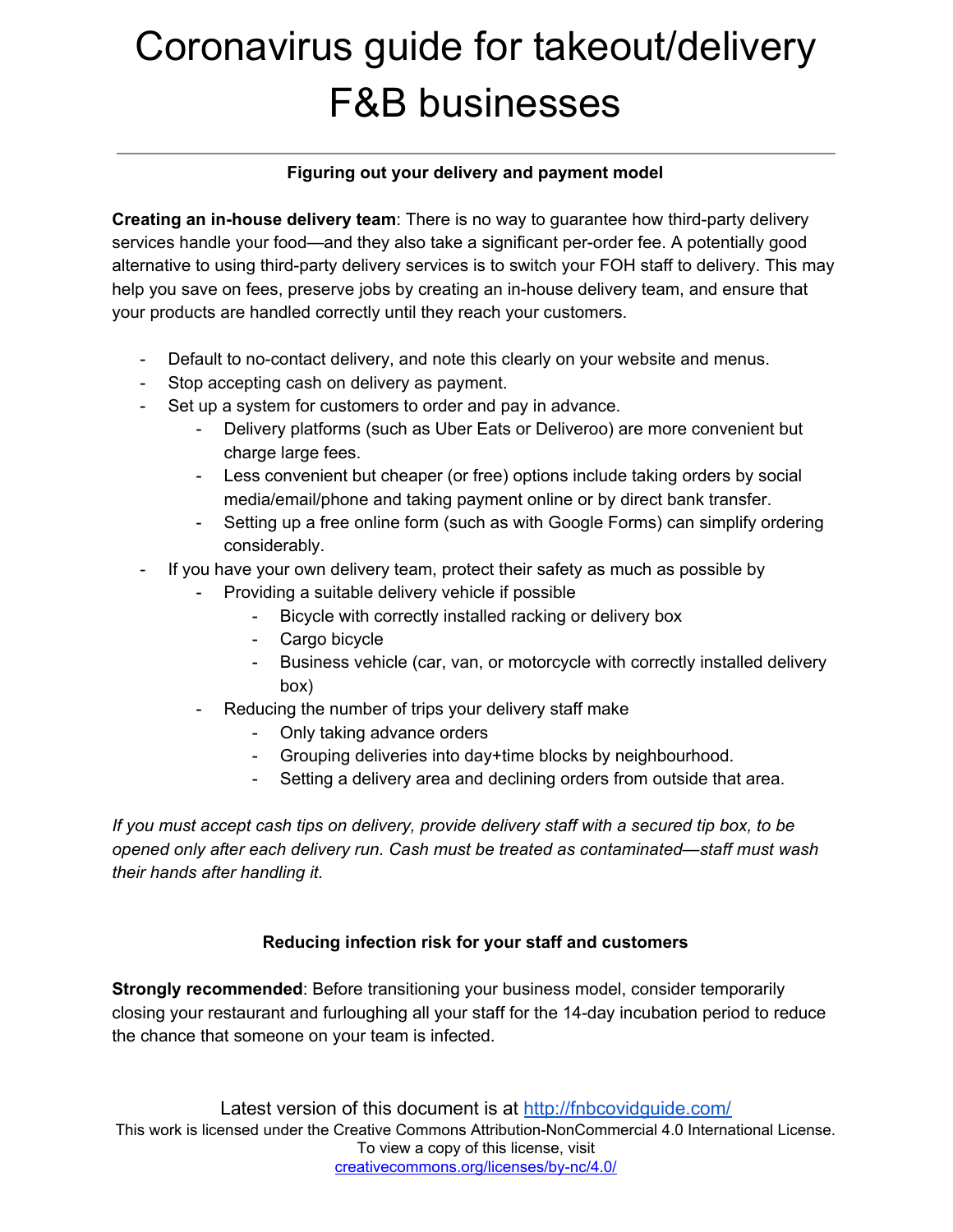# Coronavirus guide for takeout/delivery F&B businesses

---

### Figuring out your delivery and payment model

**Creating an in-house delivery team**: There is no way to guarantee how third-party delivery services handle your food—and they also take a significant per-order fee. A potentially good alternative to using third-party delivery services is to switch your FOH staff to delivery. This may help you save on fees, preserve jobs by creating an in-house delivery team, and ensure that your products are handled correctly until they reach your customers.

- Default to no-contact delivery, and note this clearly on your website and menus.
- Stop accepting cash on delivery as payment.
- Set up a system for customers to order and pay in advance.
  - Delivery platforms (such as Uber Eats or Deliveroo) are more convenient but charge large fees.
  - Less convenient but cheaper (or free) options include taking orders by social media/email/phone and taking payment online or by direct bank transfer.
  - Setting up a free online form (such as with Google Forms) can simplify ordering considerably.
- If you have your own delivery team, protect their safety as much as possible by
  - Providing a suitable delivery vehicle if possible
    - Bicycle with correctly installed racking or delivery box
    - Cargo bicycle
    - Business vehicle (car, van, or motorcycle with correctly installed delivery box)
  - Reducing the number of trips your delivery staff make
    - Only taking advance orders
    - Grouping deliveries into day+time blocks by neighbourhood.
    - Setting a delivery area and declining orders from outside that area.

*If you must accept cash tips on delivery, provide delivery staff with a secured tip box, to be opened only after each delivery run. Cash must be treated as contaminated—staff must wash their hands after handling it.*

### Reducing infection risk for your staff and customers

**Strongly recommended**: Before transitioning your business model, consider temporarily closing your restaurant and furloughing all your staff for the 14-day incubation period to reduce the chance that someone on your team is infected.

Latest version of this document is at http://fnbcovidguide.com/

This work is licensed under the Creative Commons Attribution-NonCommercial 4.0 International License. To view a copy of this license, visit creativecommons.org/licenses/by-nc/4.0/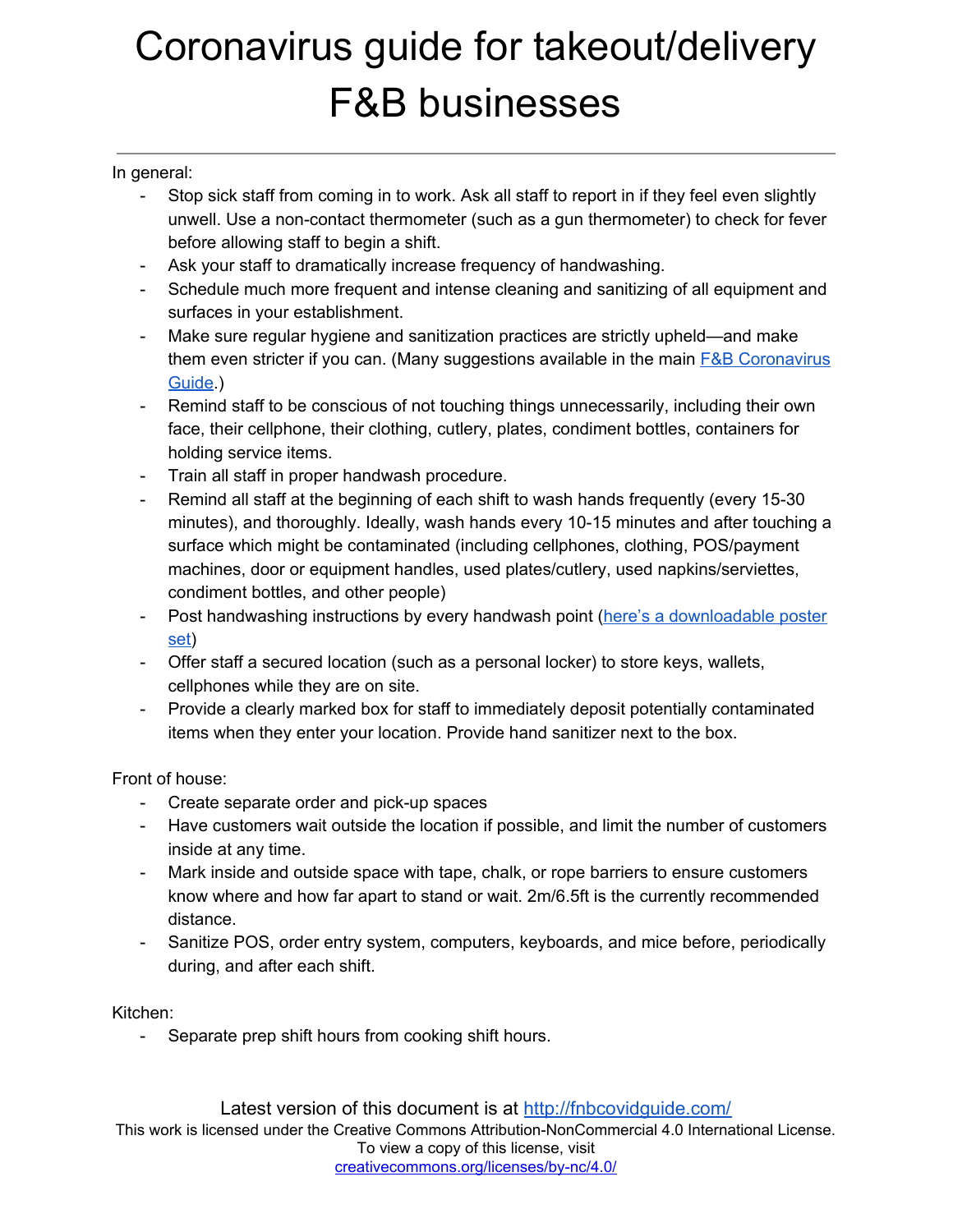# Coronavirus guide for takeout/delivery F&B businesses

---

In general:

- Stop sick staff from coming in to work. Ask all staff to report in if they feel even slightly unwell. Use a non-contact thermometer (such as a gun thermometer) to check for fever before allowing staff to begin a shift.
- Ask your staff to dramatically increase frequency of handwashing.
- Schedule much more frequent and intense cleaning and sanitizing of all equipment and surfaces in your establishment.
- Make sure regular hygiene and sanitization practices are strictly upheld—and make them even stricter if you can. (Many suggestions available in the main [F&B Coronavirus Guide](http://fnbcovidguide.com/).)
- Remind staff to be conscious of not touching things unnecessarily, including their own face, their cellphone, their clothing, cutlery, plates, condiment bottles, containers for holding service items.
- Train all staff in proper handwash procedure.
- Remind all staff at the beginning of each shift to wash hands frequently (every 15-30 minutes), and thoroughly. Ideally, wash hands every 10-15 minutes and after touching a surface which might be contaminated (including cellphones, clothing, POS/payment machines, door or equipment handles, used plates/cutlery, used napkins/serviettes, condiment bottles, and other people)
- Post handwashing instructions by every handwash point (here's a downloadable poster set)
- Offer staff a secured location (such as a personal locker) to store keys, wallets, cellphones while they are on site.
- Provide a clearly marked box for staff to immediately deposit potentially contaminated items when they enter your location. Provide hand sanitizer next to the box.

Front of house:

- Create separate order and pick-up spaces
- Have customers wait outside the location if possible, and limit the number of customers inside at any time.
- Mark inside and outside space with tape, chalk, or rope barriers to ensure customers know where and how far apart to stand or wait. 2m/6.5ft is the currently recommended distance.
- Sanitize POS, order entry system, computers, keyboards, and mice before, periodically during, and after each shift.

Kitchen:

- Separate prep shift hours from cooking shift hours.

Latest version of this document is at [http://fnbcovidguide.com/](http://fnbcovidguide.com/)

This work is licensed under the Creative Commons Attribution-NonCommercial 4.0 International License. To view a copy of this license, visit [creativecommons.org/licenses/by-nc/4.0/](https://creativecommons.org/licenses/by-nc/4.0/)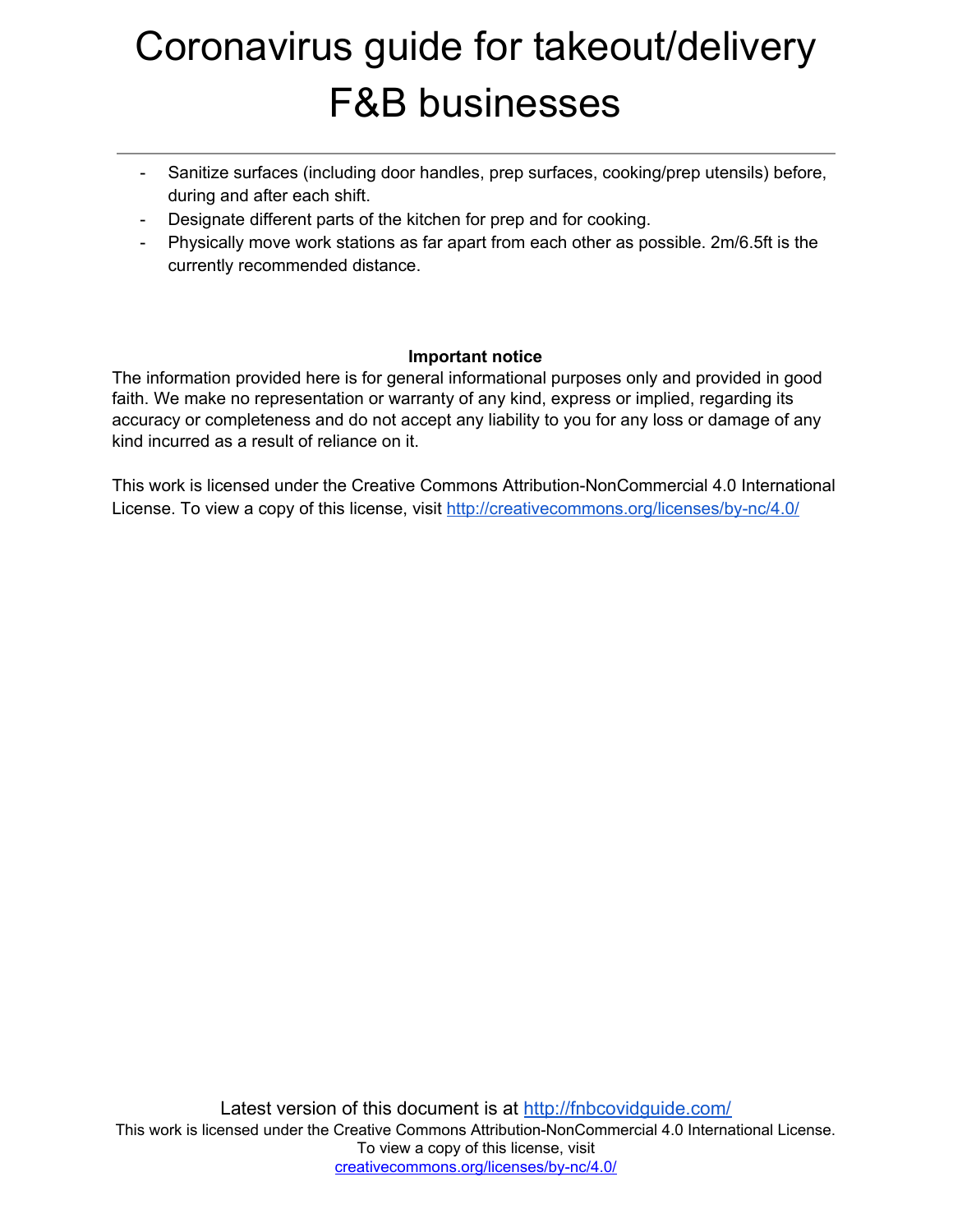# Coronavirus guide for takeout/delivery F&B businesses

- Sanitize surfaces (including door handles, prep surfaces, cooking/prep utensils) before, during and after each shift.
- Designate different parts of the kitchen for prep and for cooking.
- Physically move work stations as far apart from each other as possible. 2m/6.5ft is the currently recommended distance.

**Important notice**

The information provided here is for general informational purposes only and provided in good faith. We make no representation or warranty of any kind, express or implied, regarding its accuracy or completeness and do not accept any liability to you for any loss or damage of any kind incurred as a result of reliance on it.

This work is licensed under the Creative Commons Attribution-NonCommercial 4.0 International License. To view a copy of this license, visit http://creativecommons.org/licenses/by-nc/4.0/

Latest version of this document is at http://fnbcovidguide.com/

This work is licensed under the Creative Commons Attribution-NonCommercial 4.0 International License. To view a copy of this license, visit creativecommons.org/licenses/by-nc/4.0/